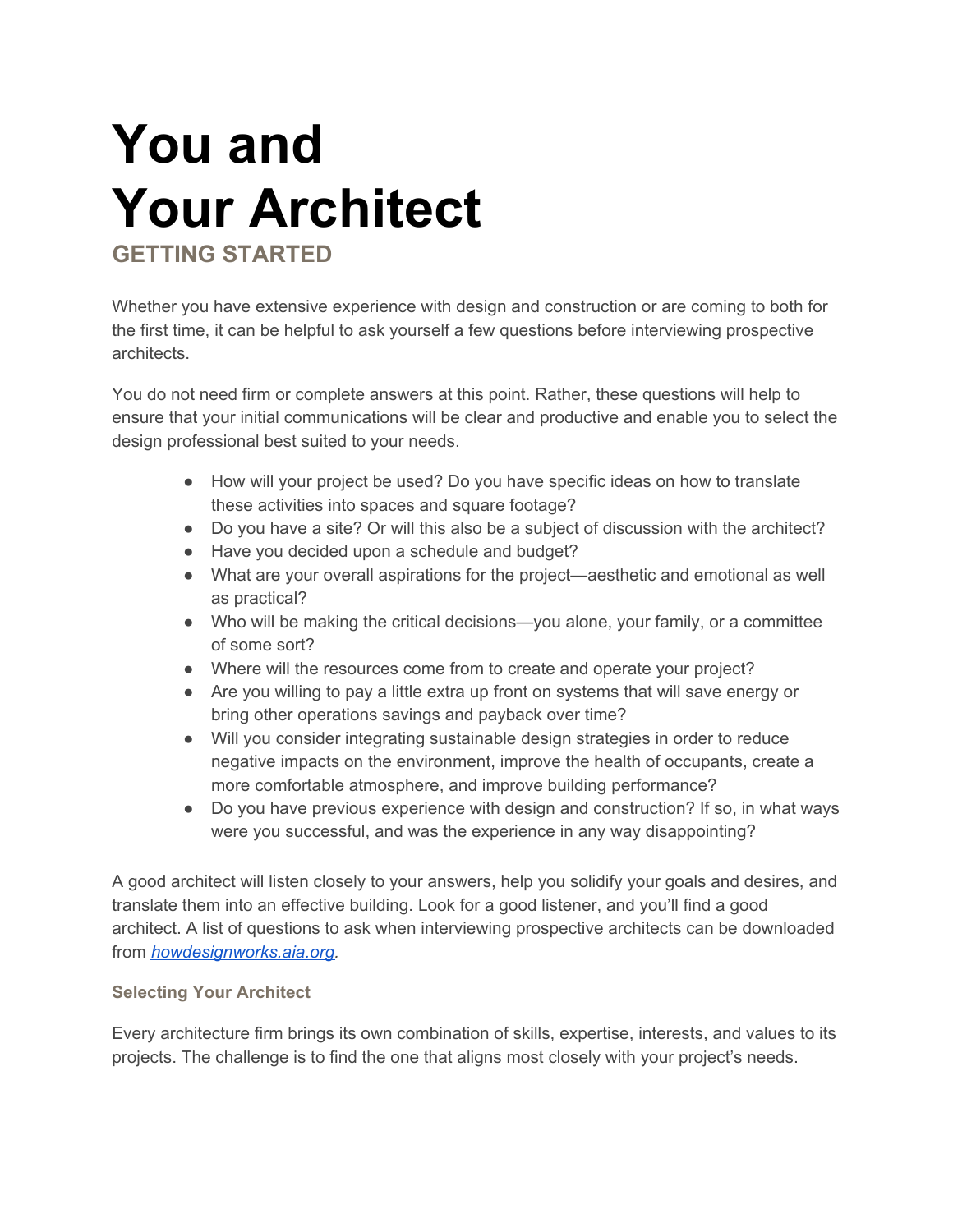# You and Your Architect

## GETTING STARTED

Whether you have extensive experience with design and construction or are coming to both for the first time, it can be helpful to ask yourself a few questions before interviewing prospective architects.

You do not need firm or complete answers at this point. Rather, these questions will help to ensure that your initial communications will be clear and productive and enable you to select the design professional best suited to your needs.

- How will your project be used? Do you have specific ideas on how to translate these activities into spaces and square footage?
- Do you have a site? Or will this also be a subject of discussion with the architect?
- Have you decided upon a schedule and budget?
- What are your overall aspirations for the project—aesthetic and emotional as well as practical?
- Who will be making the critical decisions—you alone, your family, or a committee of some sort?
- Where will the resources come from to create and operate your project?
- Are you willing to pay a little extra up front on systems that will save energy or bring other operations savings and payback over time?
- Will you consider integrating sustainable design strategies in order to reduce negative impacts on the environment, improve the health of occupants, create a more comfortable atmosphere, and improve building performance?
- Do you have previous experience with design and construction? If so, in what ways were you successful, and was the experience in any way disappointing?

A good architect will listen closely to your answers, help you solidify your goals and desires, and translate them into an effective building. Look for a good listener, and you'll find a good architect. A list of questions to ask when interviewing prospective architects can be downloaded from *howdesignworks.aia.org*.

### Selecting Your Architect

Every architecture firm brings its own combination of skills, expertise, interests, and values to its projects. The challenge is to find the one that aligns most closely with your project's needs.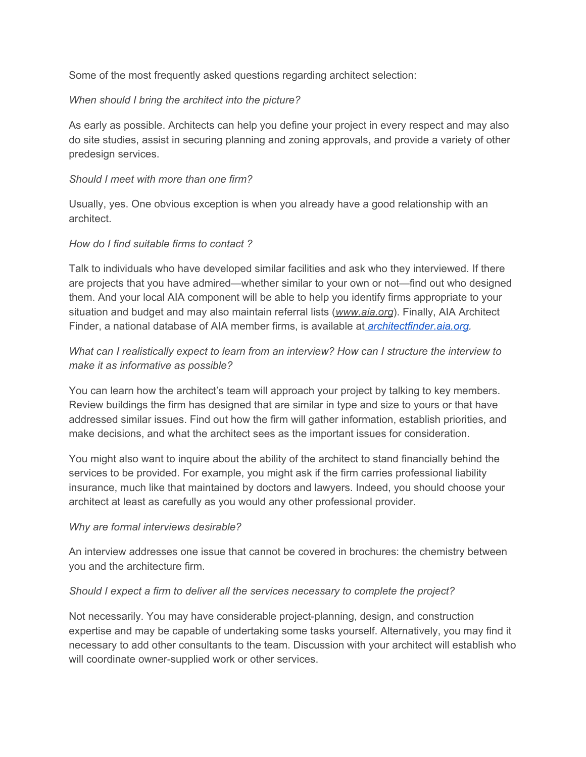Some of the most frequently asked questions regarding architect selection:

*When should I bring the architect into the picture?*

As early as possible. Architects can help you define your project in every respect and may also do site studies, assist in securing planning and zoning approvals, and provide a variety of other predesign services.

*Should I meet with more than one firm?*

Usually, yes. One obvious exception is when you already have a good relationship with an architect.

*How do I find suitable firms to contact ?*

Talk to individuals who have developed similar facilities and ask who they interviewed. If there are projects that you have admired—whether similar to your own or not—find out who designed them. And your local AIA component will be able to help you identify firms appropriate to your situation and budget and may also maintain referral lists (*www.aia.org*). Finally, AIA Architect Finder, a national database of AIA member firms, is available at *architectfinder.aia.org*.

*What can I realistically expect to learn from an interview? How can I structure the interview to make it as informative as possible?*

You can learn how the architect's team will approach your project by talking to key members. Review buildings the firm has designed that are similar in type and size to yours or that have addressed similar issues. Find out how the firm will gather information, establish priorities, and make decisions, and what the architect sees as the important issues for consideration.

You might also want to inquire about the ability of the architect to stand financially behind the services to be provided. For example, you might ask if the firm carries professional liability insurance, much like that maintained by doctors and lawyers. Indeed, you should choose your architect at least as carefully as you would any other professional provider.

*Why are formal interviews desirable?*

An interview addresses one issue that cannot be covered in brochures: the chemistry between you and the architecture firm.

*Should I expect a firm to deliver all the services necessary to complete the project?*

Not necessarily. You may have considerable project-planning, design, and construction expertise and may be capable of undertaking some tasks yourself. Alternatively, you may find it necessary to add other consultants to the team. Discussion with your architect will establish who will coordinate owner-supplied work or other services.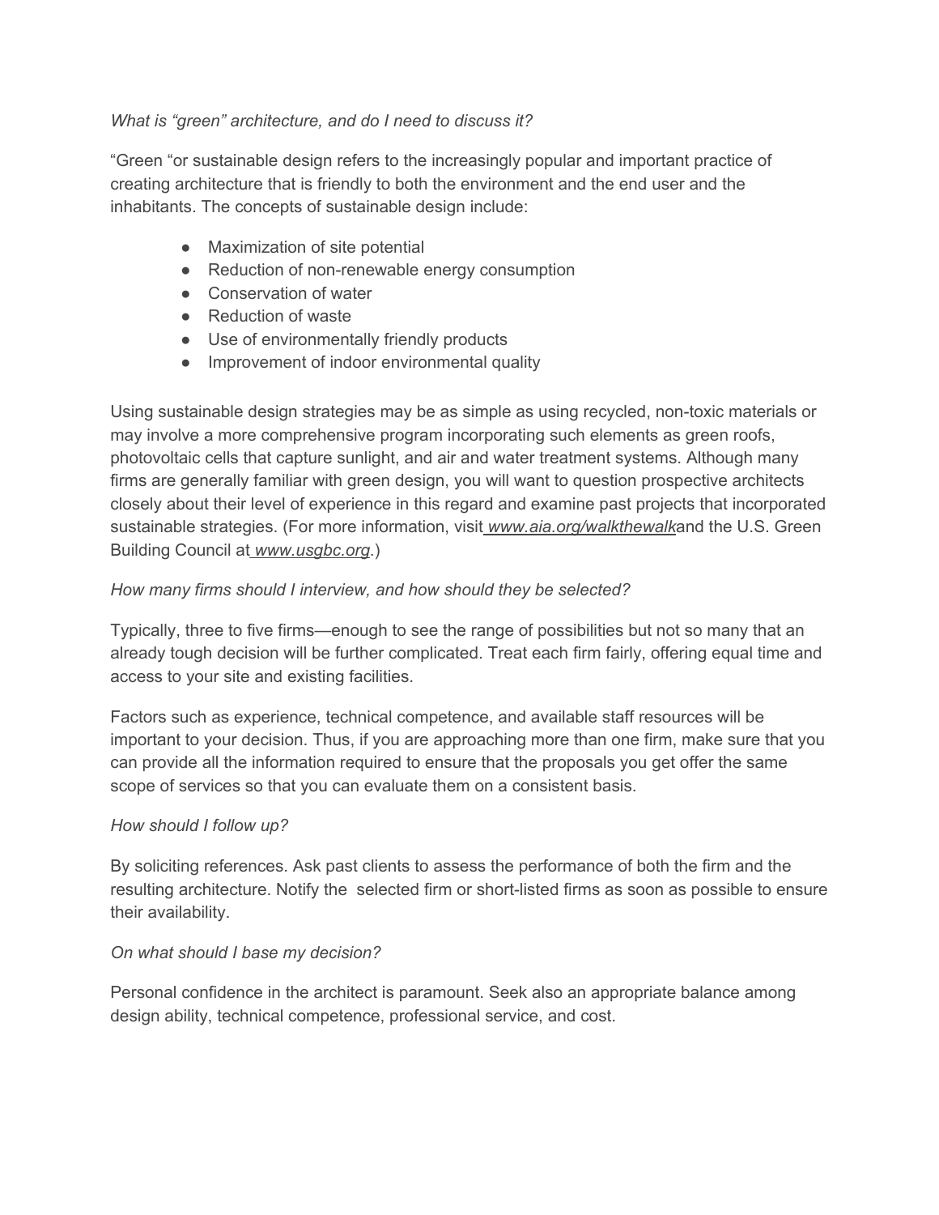*What is "green" architecture, and do I need to discuss it?*

"Green "or sustainable design refers to the increasingly popular and important practice of creating architecture that is friendly to both the environment and the end user and the inhabitants. The concepts of sustainable design include:

- Maximization of site potential
- Reduction of non-renewable energy consumption
- Conservation of water
- Reduction of waste
- Use of environmentally friendly products
- Improvement of indoor environmental quality

Using sustainable design strategies may be as simple as using recycled, non-toxic materials or may involve a more comprehensive program incorporating such elements as green roofs, photovoltaic cells that capture sunlight, and air and water treatment systems. Although many firms are generally familiar with green design, you will want to question prospective architects closely about their level of experience in this regard and examine past projects that incorporated sustainable strategies. (For more information, visit *www.aia.org/walkthewalk*and the U.S. Green Building Council at *www.usgbc.org*.)

*How many firms should I interview, and how should they be selected?*

Typically, three to five firms—enough to see the range of possibilities but not so many that an already tough decision will be further complicated. Treat each firm fairly, offering equal time and access to your site and existing facilities.

Factors such as experience, technical competence, and available staff resources will be important to your decision. Thus, if you are approaching more than one firm, make sure that you can provide all the information required to ensure that the proposals you get offer the same scope of services so that you can evaluate them on a consistent basis.

*How should I follow up?*

By soliciting references. Ask past clients to assess the performance of both the firm and the resulting architecture. Notify the selected firm or short-listed firms as soon as possible to ensure their availability.

*On what should I base my decision?*

Personal confidence in the architect is paramount. Seek also an appropriate balance among design ability, technical competence, professional service, and cost.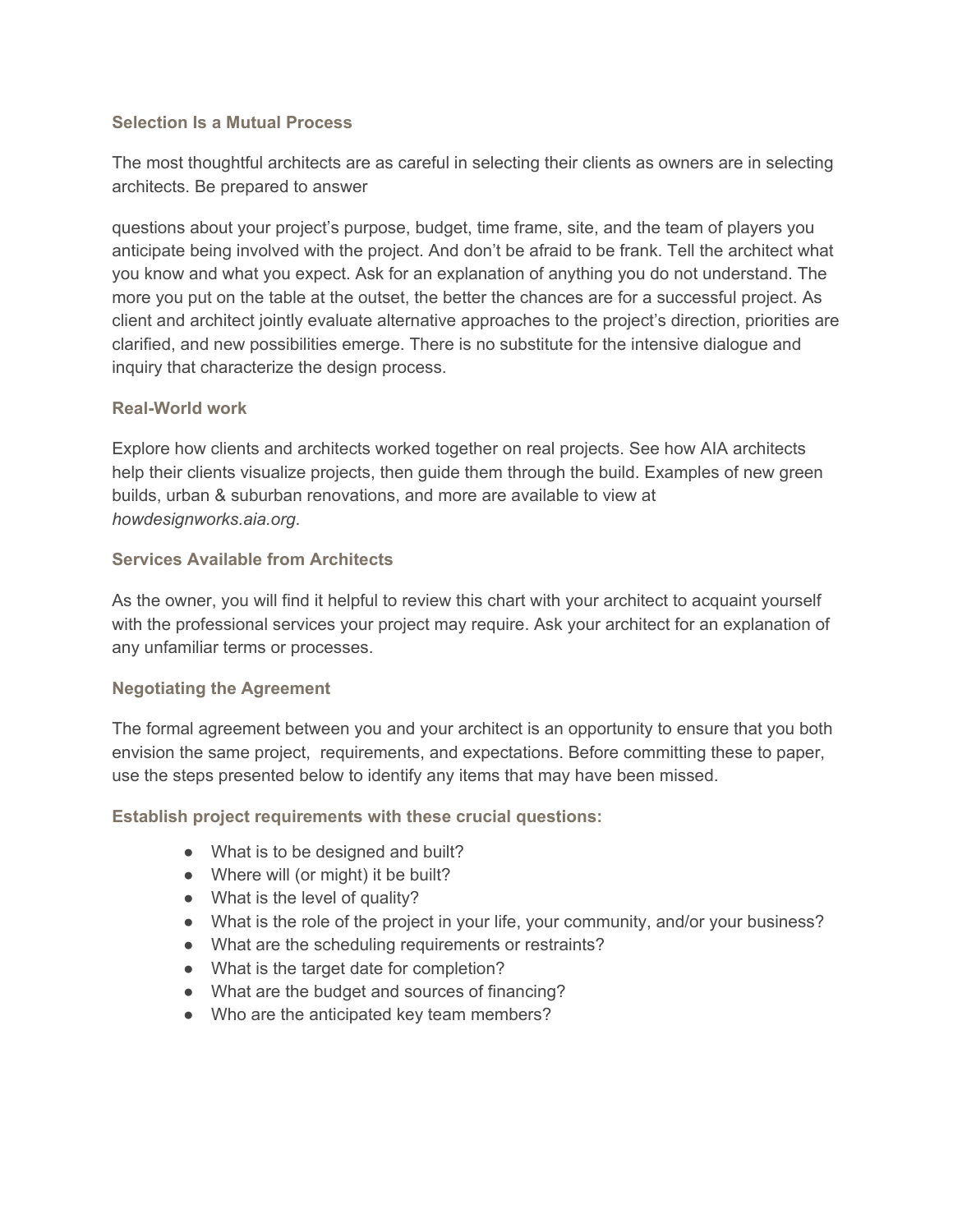### Selection Is a Mutual Process

The most thoughtful architects are as careful in selecting their clients as owners are in selecting architects. Be prepared to answer

questions about your project's purpose, budget, time frame, site, and the team of players you anticipate being involved with the project. And don't be afraid to be frank. Tell the architect what you know and what you expect. Ask for an explanation of anything you do not understand. The more you put on the table at the outset, the better the chances are for a successful project. As client and architect jointly evaluate alternative approaches to the project's direction, priorities are clarified, and new possibilities emerge. There is no substitute for the intensive dialogue and inquiry that characterize the design process.

### Real-World work

Explore how clients and architects worked together on real projects. See how AIA architects help their clients visualize projects, then guide them through the build. Examples of new green builds, urban & suburban renovations, and more are available to view at *howdesignworks.aia.org*.

### Services Available from Architects

As the owner, you will find it helpful to review this chart with your architect to acquaint yourself with the professional services your project may require. Ask your architect for an explanation of any unfamiliar terms or processes.

### Negotiating the Agreement

The formal agreement between you and your architect is an opportunity to ensure that you both envision the same project, requirements, and expectations. Before committing these to paper, use the steps presented below to identify any items that may have been missed.

### Establish project requirements with these crucial questions:

- What is to be designed and built?
- Where will (or might) it be built?
- What is the level of quality?
- What is the role of the project in your life, your community, and/or your business?
- What are the scheduling requirements or restraints?
- What is the target date for completion?
- What are the budget and sources of financing?
- Who are the anticipated key team members?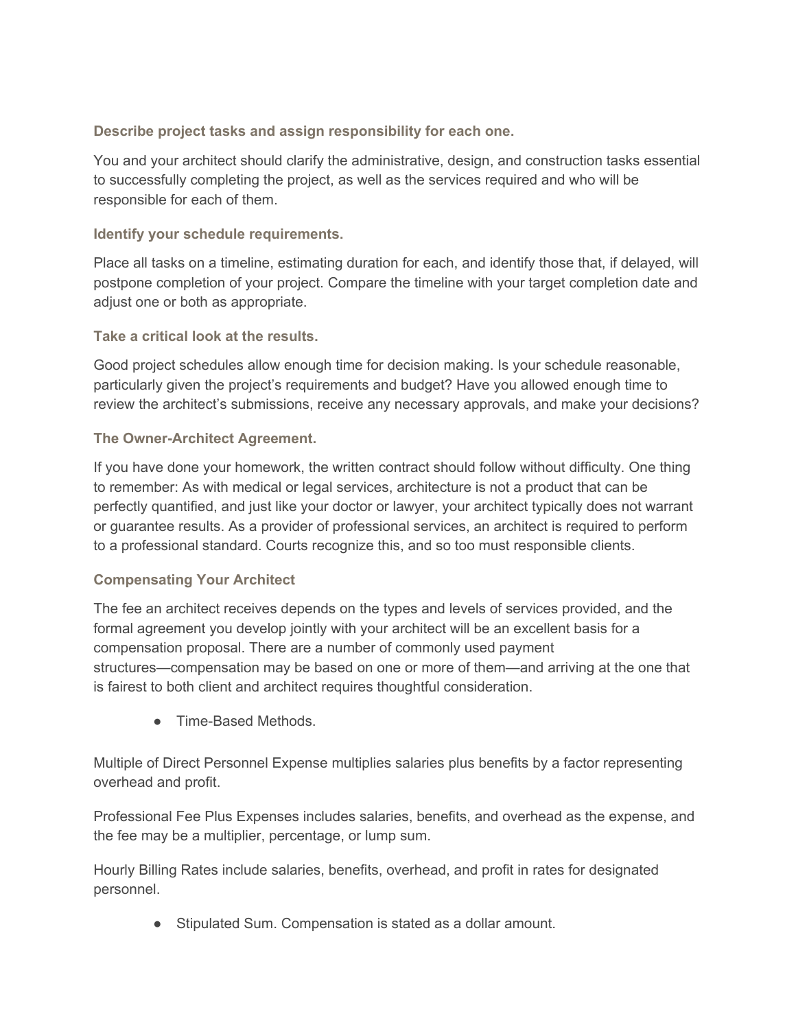### Describe project tasks and assign responsibility for each one.

You and your architect should clarify the administrative, design, and construction tasks essential to successfully completing the project, as well as the services required and who will be responsible for each of them.

### Identify your schedule requirements.

Place all tasks on a timeline, estimating duration for each, and identify those that, if delayed, will postpone completion of your project. Compare the timeline with your target completion date and adjust one or both as appropriate.

### Take a critical look at the results.

Good project schedules allow enough time for decision making. Is your schedule reasonable, particularly given the project's requirements and budget? Have you allowed enough time to review the architect's submissions, receive any necessary approvals, and make your decisions?

### The Owner-Architect Agreement.

If you have done your homework, the written contract should follow without difficulty. One thing to remember: As with medical or legal services, architecture is not a product that can be perfectly quantified, and just like your doctor or lawyer, your architect typically does not warrant or guarantee results. As a provider of professional services, an architect is required to perform to a professional standard. Courts recognize this, and so too must responsible clients.

### Compensating Your Architect

The fee an architect receives depends on the types and levels of services provided, and the formal agreement you develop jointly with your architect will be an excellent basis for a compensation proposal. There are a number of commonly used payment structures—compensation may be based on one or more of them—and arriving at the one that is fairest to both client and architect requires thoughtful consideration.

- Time-Based Methods.

Multiple of Direct Personnel Expense multiplies salaries plus benefits by a factor representing overhead and profit.

Professional Fee Plus Expenses includes salaries, benefits, and overhead as the expense, and the fee may be a multiplier, percentage, or lump sum.

Hourly Billing Rates include salaries, benefits, overhead, and profit in rates for designated personnel.

- Stipulated Sum. Compensation is stated as a dollar amount.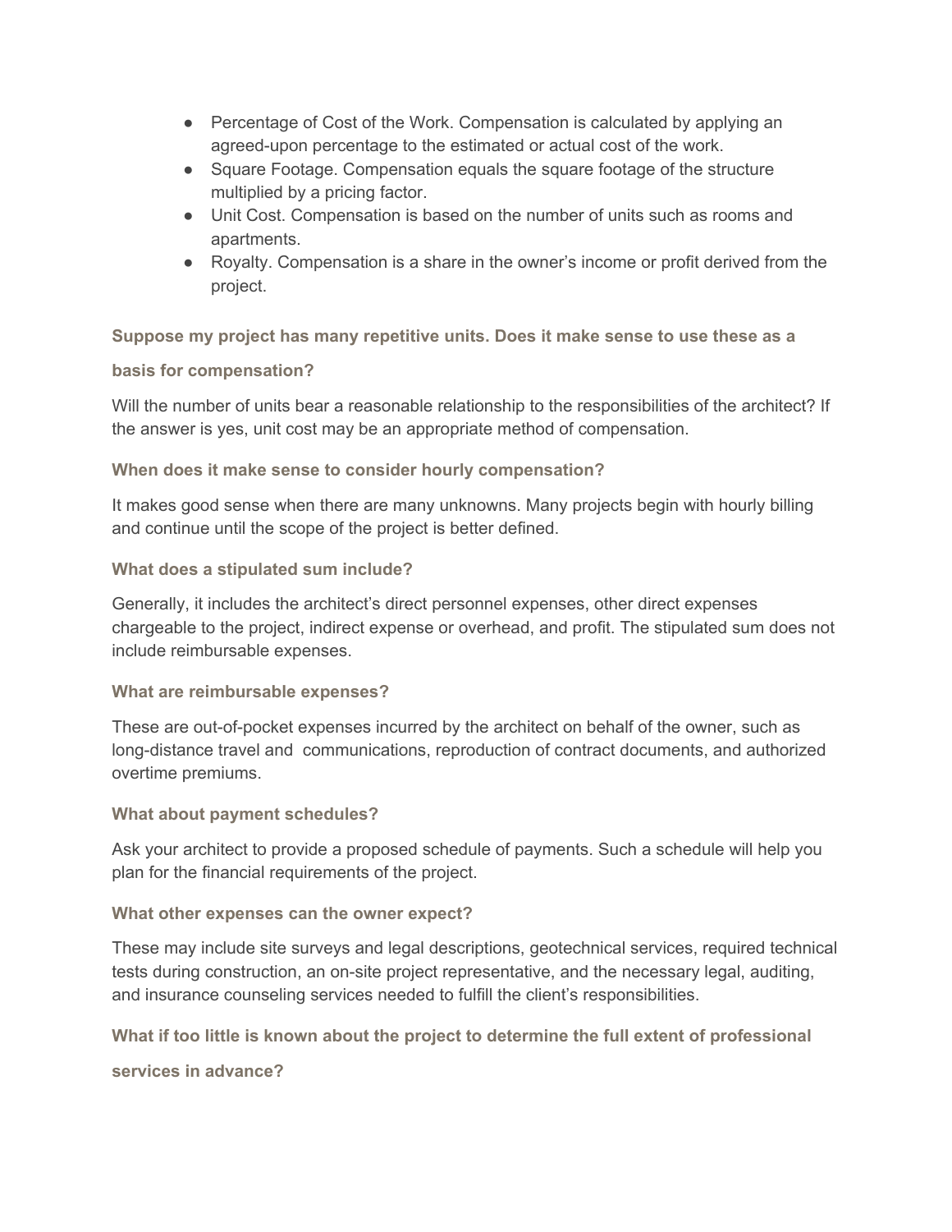- Percentage of Cost of the Work. Compensation is calculated by applying an agreed-upon percentage to the estimated or actual cost of the work.
- Square Footage. Compensation equals the square footage of the structure multiplied by a pricing factor.
- Unit Cost. Compensation is based on the number of units such as rooms and apartments.
- Royalty. Compensation is a share in the owner's income or profit derived from the project.

### Suppose my project has many repetitive units. Does it make sense to use these as a basis for compensation?

Will the number of units bear a reasonable relationship to the responsibilities of the architect? If the answer is yes, unit cost may be an appropriate method of compensation.

### When does it make sense to consider hourly compensation?

It makes good sense when there are many unknowns. Many projects begin with hourly billing and continue until the scope of the project is better defined.

### What does a stipulated sum include?

Generally, it includes the architect's direct personnel expenses, other direct expenses chargeable to the project, indirect expense or overhead, and profit. The stipulated sum does not include reimbursable expenses.

### What are reimbursable expenses?

These are out-of-pocket expenses incurred by the architect on behalf of the owner, such as long-distance travel and communications, reproduction of contract documents, and authorized overtime premiums.

### What about payment schedules?

Ask your architect to provide a proposed schedule of payments. Such a schedule will help you plan for the financial requirements of the project.

### What other expenses can the owner expect?

These may include site surveys and legal descriptions, geotechnical services, required technical tests during construction, an on-site project representative, and the necessary legal, auditing, and insurance counseling services needed to fulfill the client's responsibilities.

### What if too little is known about the project to determine the full extent of professional services in advance?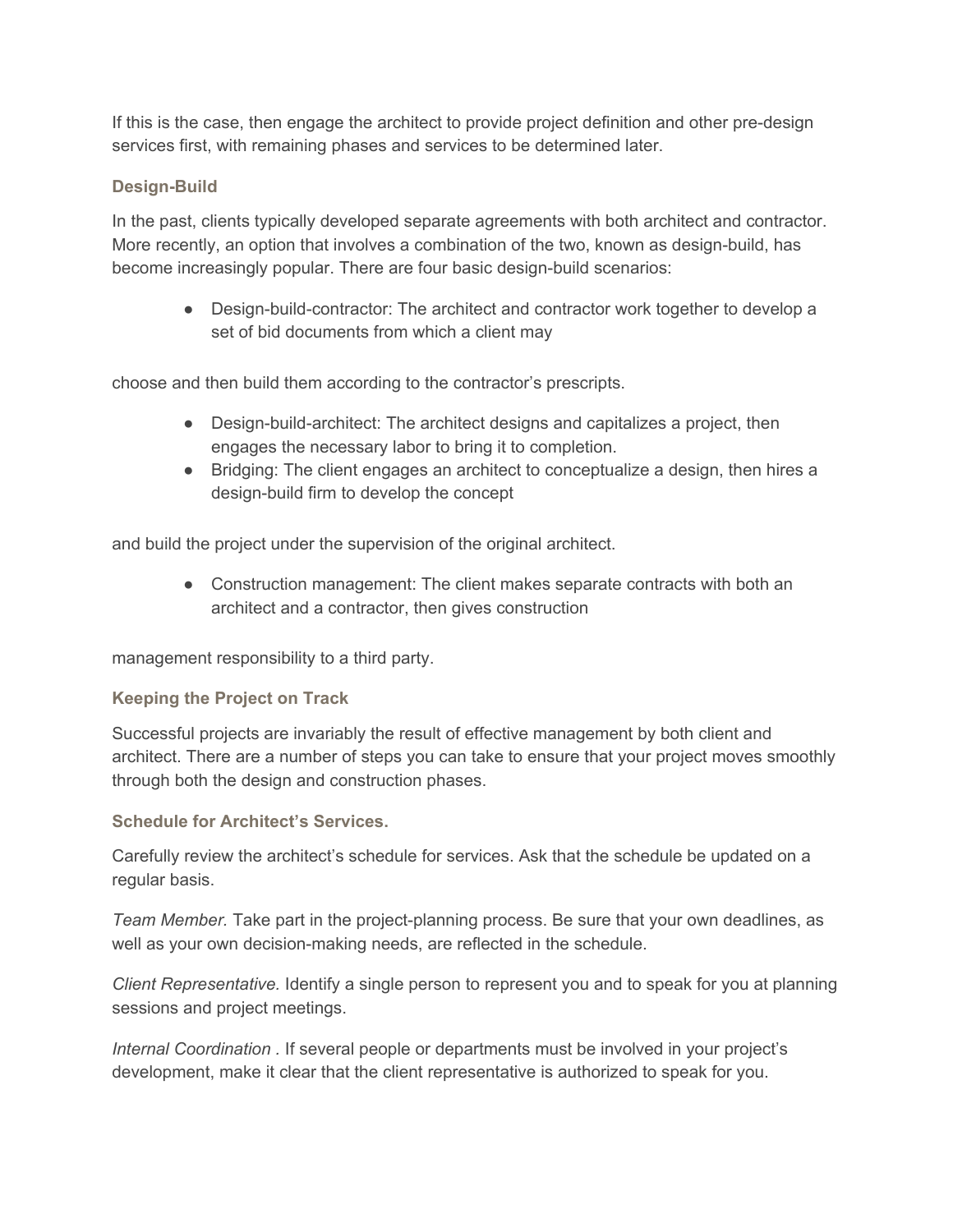If this is the case, then engage the architect to provide project definition and other pre-design services first, with remaining phases and services to be determined later.

### Design-Build

In the past, clients typically developed separate agreements with both architect and contractor. More recently, an option that involves a combination of the two, known as design-build, has become increasingly popular. There are four basic design-build scenarios:

- Design-build-contractor: The architect and contractor work together to develop a set of bid documents from which a client may choose and then build them according to the contractor's prescripts.
- Design-build-architect: The architect designs and capitalizes a project, then engages the necessary labor to bring it to completion.
- Bridging: The client engages an architect to conceptualize a design, then hires a design-build firm to develop the concept and build the project under the supervision of the original architect.
- Construction management: The client makes separate contracts with both an architect and a contractor, then gives construction management responsibility to a third party.

### Keeping the Project on Track

Successful projects are invariably the result of effective management by both client and architect. There are a number of steps you can take to ensure that your project moves smoothly through both the design and construction phases.

### Schedule for Architect's Services.

Carefully review the architect's schedule for services. Ask that the schedule be updated on a regular basis.

*Team Member.* Take part in the project-planning process. Be sure that your own deadlines, as well as your own decision-making needs, are reflected in the schedule.

*Client Representative.* Identify a single person to represent you and to speak for you at planning sessions and project meetings.

*Internal Coordination .* If several people or departments must be involved in your project's development, make it clear that the client representative is authorized to speak for you.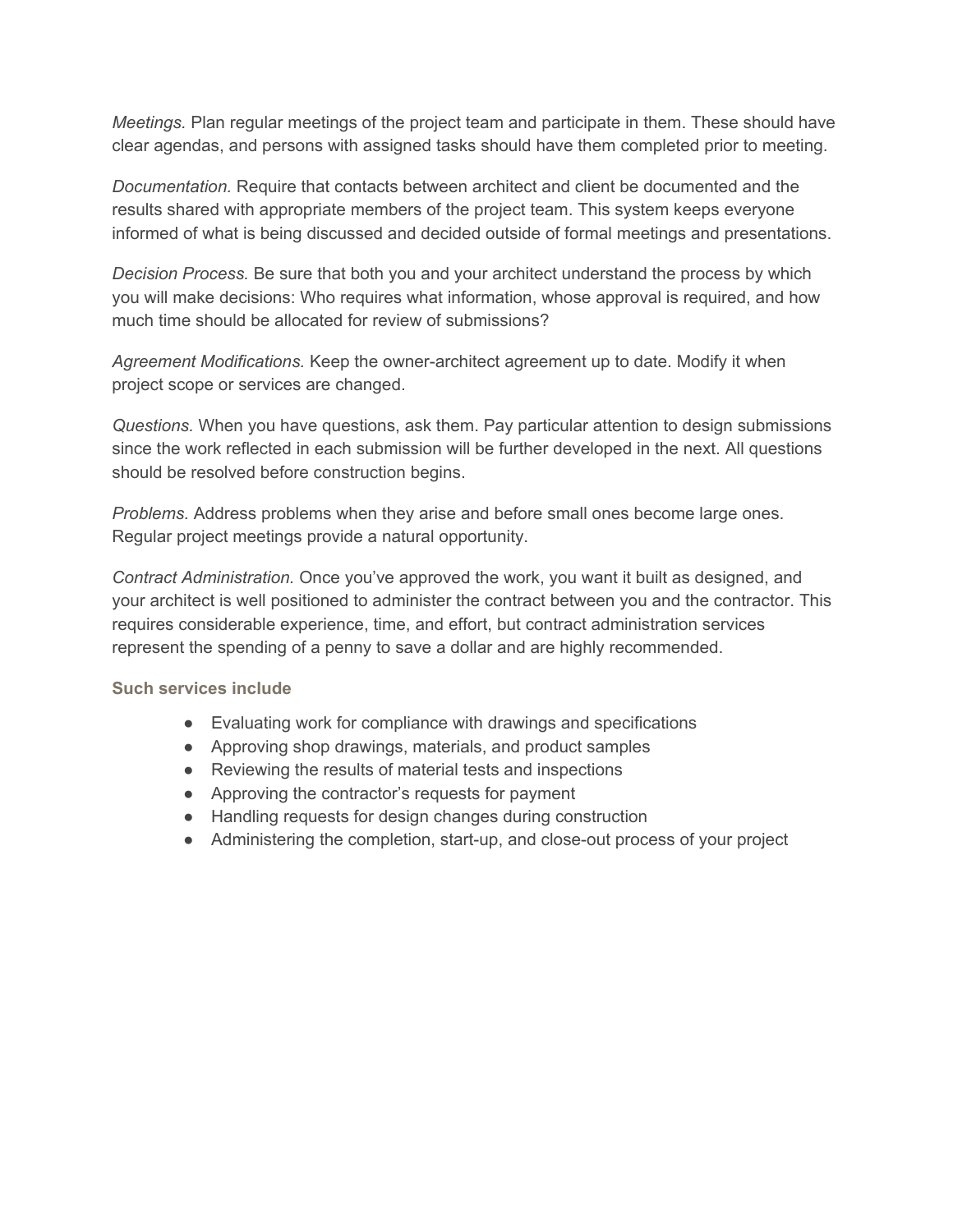*Meetings.* Plan regular meetings of the project team and participate in them. These should have clear agendas, and persons with assigned tasks should have them completed prior to meeting.

*Documentation.* Require that contacts between architect and client be documented and the results shared with appropriate members of the project team. This system keeps everyone informed of what is being discussed and decided outside of formal meetings and presentations.

*Decision Process.* Be sure that both you and your architect understand the process by which you will make decisions: Who requires what information, whose approval is required, and how much time should be allocated for review of submissions?

*Agreement Modifications.* Keep the owner-architect agreement up to date. Modify it when project scope or services are changed.

*Questions.* When you have questions, ask them. Pay particular attention to design submissions since the work reflected in each submission will be further developed in the next. All questions should be resolved before construction begins.

*Problems.* Address problems when they arise and before small ones become large ones. Regular project meetings provide a natural opportunity.

*Contract Administration.* Once you've approved the work, you want it built as designed, and your architect is well positioned to administer the contract between you and the contractor. This requires considerable experience, time, and effort, but contract administration services represent the spending of a penny to save a dollar and are highly recommended.

**Such services include**

- Evaluating work for compliance with drawings and specifications
- Approving shop drawings, materials, and product samples
- Reviewing the results of material tests and inspections
- Approving the contractor's requests for payment
- Handling requests for design changes during construction
- Administering the completion, start-up, and close-out process of your project